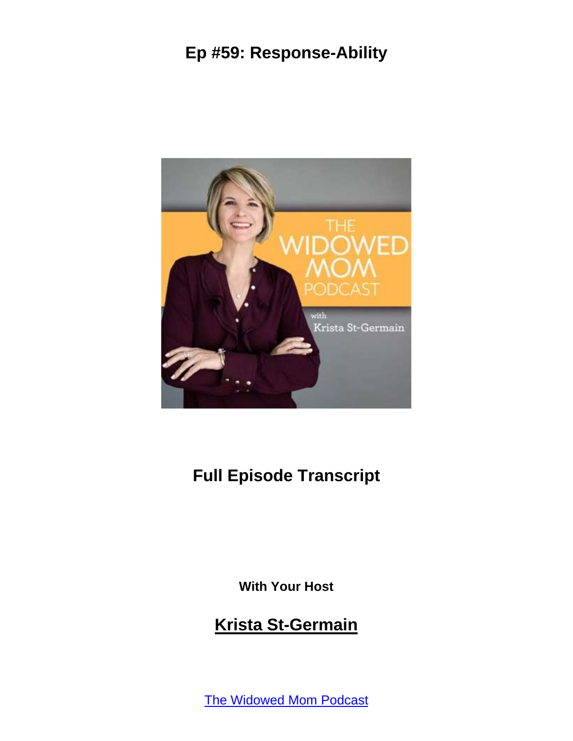# Ep #59: Response-Ability

## Full Episode Transcript

**With Your Host**

## Krista St-Germain

[The Widowed Mom Podcast]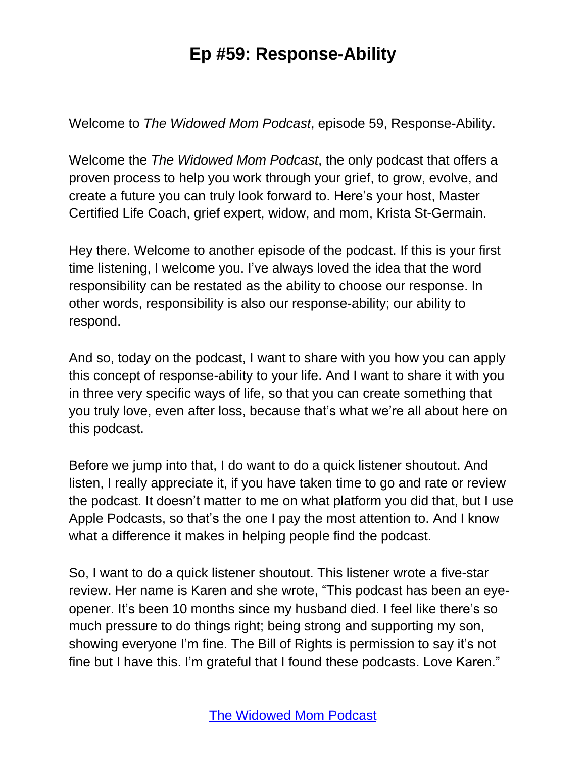# Ep #59: Response-Ability

Welcome to *The Widowed Mom Podcast*, episode 59, Response-Ability.

Welcome the *The Widowed Mom Podcast*, the only podcast that offers a proven process to help you work through your grief, to grow, evolve, and create a future you can truly look forward to. Here's your host, Master Certified Life Coach, grief expert, widow, and mom, Krista St-Germain.

Hey there. Welcome to another episode of the podcast. If this is your first time listening, I welcome you. I've always loved the idea that the word responsibility can be restated as the ability to choose our response. In other words, responsibility is also our response-ability; our ability to respond.

And so, today on the podcast, I want to share with you how you can apply this concept of response-ability to your life. And I want to share it with you in three very specific ways of life, so that you can create something that you truly love, even after loss, because that's what we're all about here on this podcast.

Before we jump into that, I do want to do a quick listener shoutout. And listen, I really appreciate it, if you have taken time to go and rate or review the podcast. It doesn't matter to me on what platform you did that, but I use Apple Podcasts, so that's the one I pay the most attention to. And I know what a difference it makes in helping people find the podcast.

So, I want to do a quick listener shoutout. This listener wrote a five-star review. Her name is Karen and she wrote, "This podcast has been an eye-opener. It's been 10 months since my husband died. I feel like there's so much pressure to do things right; being strong and supporting my son, showing everyone I'm fine. The Bill of Rights is permission to say it's not fine but I have this. I'm grateful that I found these podcasts. Love Karen."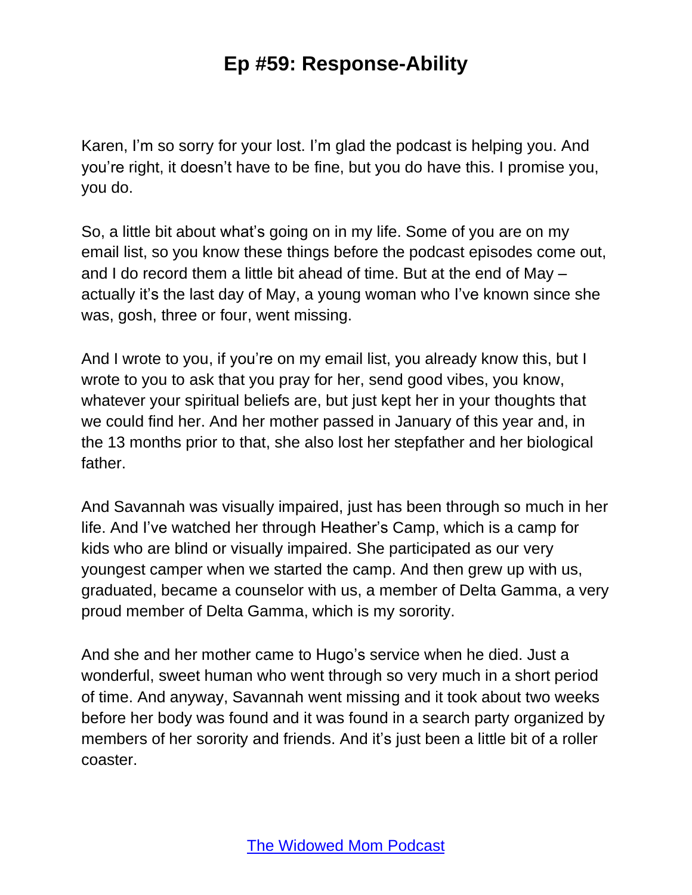Karen, I'm so sorry for your lost. I'm glad the podcast is helping you. And you're right, it doesn't have to be fine, but you do have this. I promise you, you do.

So, a little bit about what's going on in my life. Some of you are on my email list, so you know these things before the podcast episodes come out, and I do record them a little bit ahead of time. But at the end of May – actually it's the last day of May, a young woman who I've known since she was, gosh, three or four, went missing.

And I wrote to you, if you're on my email list, you already know this, but I wrote to you to ask that you pray for her, send good vibes, you know, whatever your spiritual beliefs are, but just kept her in your thoughts that we could find her. And her mother passed in January of this year and, in the 13 months prior to that, she also lost her stepfather and her biological father.

And Savannah was visually impaired, just has been through so much in her life. And I've watched her through Heather's Camp, which is a camp for kids who are blind or visually impaired. She participated as our very youngest camper when we started the camp. And then grew up with us, graduated, became a counselor with us, a member of Delta Gamma, a very proud member of Delta Gamma, which is my sorority.

And she and her mother came to Hugo's service when he died. Just a wonderful, sweet human who went through so very much in a short period of time. And anyway, Savannah went missing and it took about two weeks before her body was found and it was found in a search party organized by members of her sorority and friends. And it's just been a little bit of a roller coaster.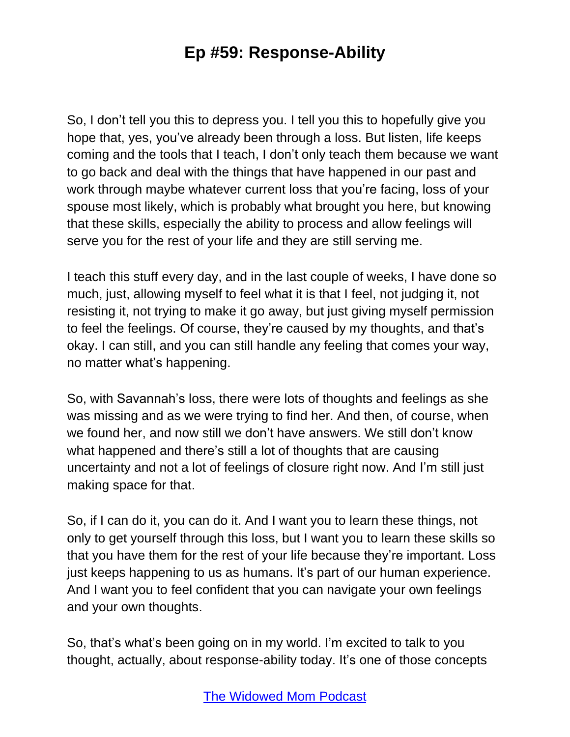So, I don't tell you this to depress you. I tell you this to hopefully give you hope that, yes, you've already been through a loss. But listen, life keeps coming and the tools that I teach, I don't only teach them because we want to go back and deal with the things that have happened in our past and work through maybe whatever current loss that you're facing, loss of your spouse most likely, which is probably what brought you here, but knowing that these skills, especially the ability to process and allow feelings will serve you for the rest of your life and they are still serving me.

I teach this stuff every day, and in the last couple of weeks, I have done so much, just, allowing myself to feel what it is that I feel, not judging it, not resisting it, not trying to make it go away, but just giving myself permission to feel the feelings. Of course, they're caused by my thoughts, and that's okay. I can still, and you can still handle any feeling that comes your way, no matter what's happening.

So, with Savannah's loss, there were lots of thoughts and feelings as she was missing and as we were trying to find her. And then, of course, when we found her, and now still we don't have answers. We still don't know what happened and there's still a lot of thoughts that are causing uncertainty and not a lot of feelings of closure right now. And I'm still just making space for that.

So, if I can do it, you can do it. And I want you to learn these things, not only to get yourself through this loss, but I want you to learn these skills so that you have them for the rest of your life because they're important. Loss just keeps happening to us as humans. It's part of our human experience. And I want you to feel confident that you can navigate your own feelings and your own thoughts.

So, that's what's been going on in my world. I'm excited to talk to you thought, actually, about response-ability today. It's one of those concepts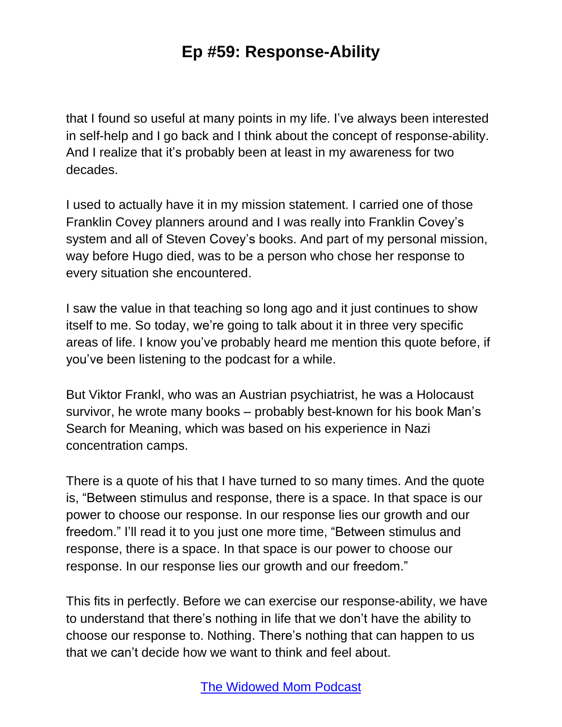that I found so useful at many points in my life. I've always been interested in self-help and I go back and I think about the concept of response-ability. And I realize that it's probably been at least in my awareness for two decades.

I used to actually have it in my mission statement. I carried one of those Franklin Covey planners around and I was really into Franklin Covey's system and all of Steven Covey's books. And part of my personal mission, way before Hugo died, was to be a person who chose her response to every situation she encountered.

I saw the value in that teaching so long ago and it just continues to show itself to me. So today, we're going to talk about it in three very specific areas of life. I know you've probably heard me mention this quote before, if you've been listening to the podcast for a while.

But Viktor Frankl, who was an Austrian psychiatrist, he was a Holocaust survivor, he wrote many books – probably best-known for his book Man's Search for Meaning, which was based on his experience in Nazi concentration camps.

There is a quote of his that I have turned to so many times. And the quote is, "Between stimulus and response, there is a space. In that space is our power to choose our response. In our response lies our growth and our freedom." I'll read it to you just one more time, "Between stimulus and response, there is a space. In that space is our power to choose our response. In our response lies our growth and our freedom."

This fits in perfectly. Before we can exercise our response-ability, we have to understand that there's nothing in life that we don't have the ability to choose our response to. Nothing. There's nothing that can happen to us that we can't decide how we want to think and feel about.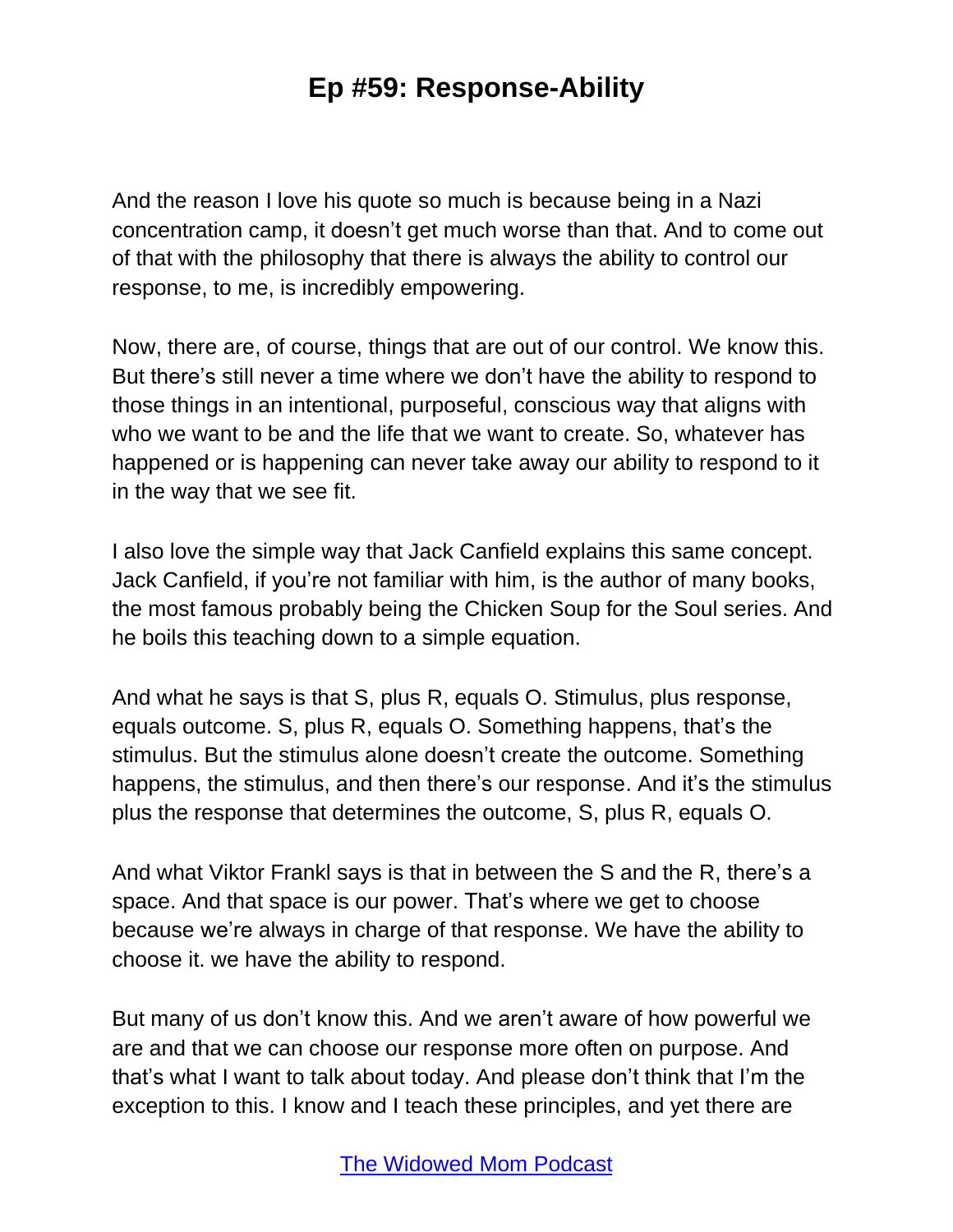And the reason I love his quote so much is because being in a Nazi concentration camp, it doesn't get much worse than that. And to come out of that with the philosophy that there is always the ability to control our response, to me, is incredibly empowering.

Now, there are, of course, things that are out of our control. We know this. But there's still never a time where we don't have the ability to respond to those things in an intentional, purposeful, conscious way that aligns with who we want to be and the life that we want to create. So, whatever has happened or is happening can never take away our ability to respond to it in the way that we see fit.

I also love the simple way that Jack Canfield explains this same concept. Jack Canfield, if you're not familiar with him, is the author of many books, the most famous probably being the Chicken Soup for the Soul series. And he boils this teaching down to a simple equation.

And what he says is that S, plus R, equals O. Stimulus, plus response, equals outcome. S, plus R, equals O. Something happens, that's the stimulus. But the stimulus alone doesn't create the outcome. Something happens, the stimulus, and then there's our response. And it's the stimulus plus the response that determines the outcome, S, plus R, equals O.

And what Viktor Frankl says is that in between the S and the R, there's a space. And that space is our power. That's where we get to choose because we're always in charge of that response. We have the ability to choose it. we have the ability to respond.

But many of us don't know this. And we aren't aware of how powerful we are and that we can choose our response more often on purpose. And that's what I want to talk about today. And please don't think that I'm the exception to this. I know and I teach these principles, and yet there are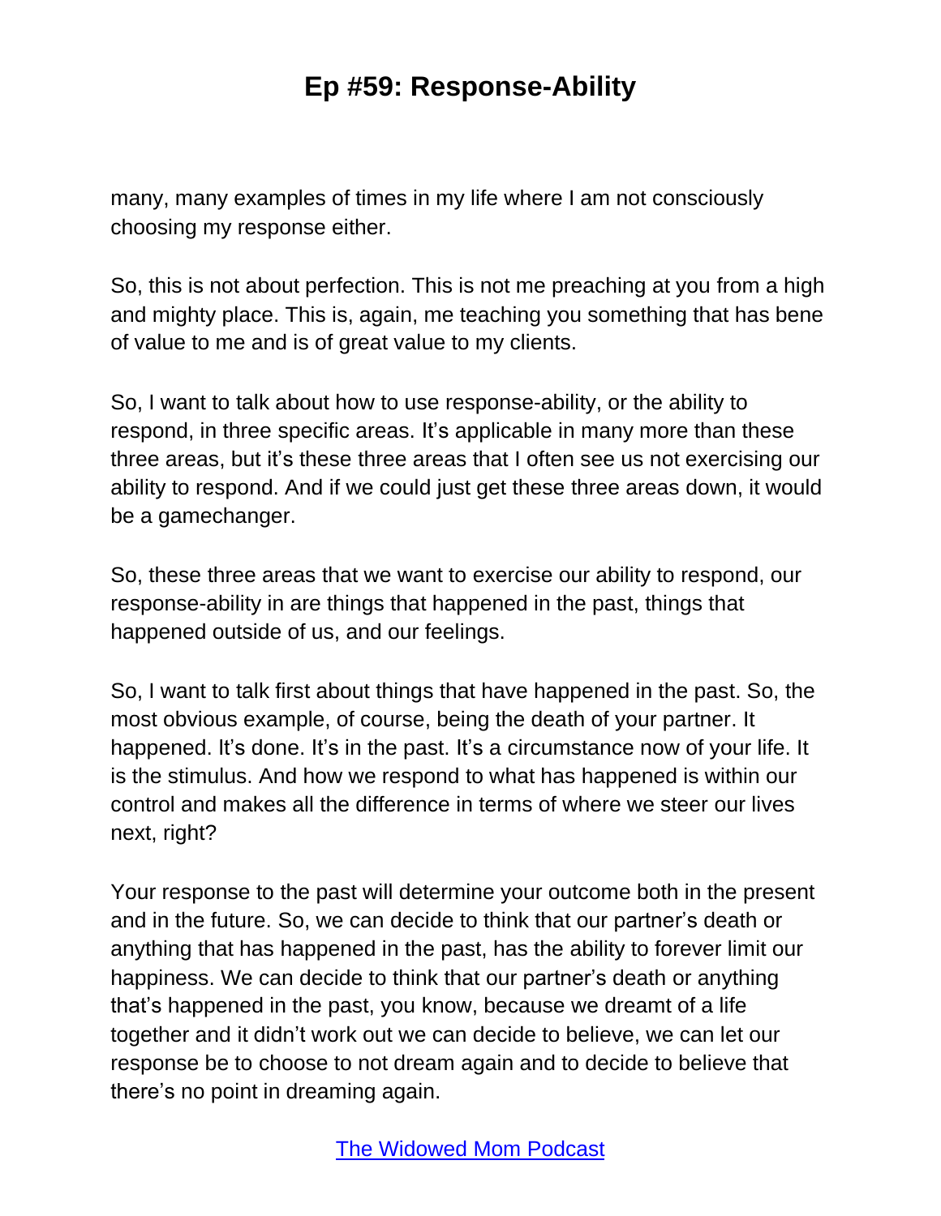many, many examples of times in my life where I am not consciously choosing my response either.

So, this is not about perfection. This is not me preaching at you from a high and mighty place. This is, again, me teaching you something that has bene of value to me and is of great value to my clients.

So, I want to talk about how to use response-ability, or the ability to respond, in three specific areas. It's applicable in many more than these three areas, but it's these three areas that I often see us not exercising our ability to respond. And if we could just get these three areas down, it would be a gamechanger.

So, these three areas that we want to exercise our ability to respond, our response-ability in are things that happened in the past, things that happened outside of us, and our feelings.

So, I want to talk first about things that have happened in the past. So, the most obvious example, of course, being the death of your partner. It happened. It's done. It's in the past. It's a circumstance now of your life. It is the stimulus. And how we respond to what has happened is within our control and makes all the difference in terms of where we steer our lives next, right?

Your response to the past will determine your outcome both in the present and in the future. So, we can decide to think that our partner's death or anything that has happened in the past, has the ability to forever limit our happiness. We can decide to think that our partner's death or anything that's happened in the past, you know, because we dreamt of a life together and it didn't work out we can decide to believe, we can let our response be to choose to not dream again and to decide to believe that there's no point in dreaming again.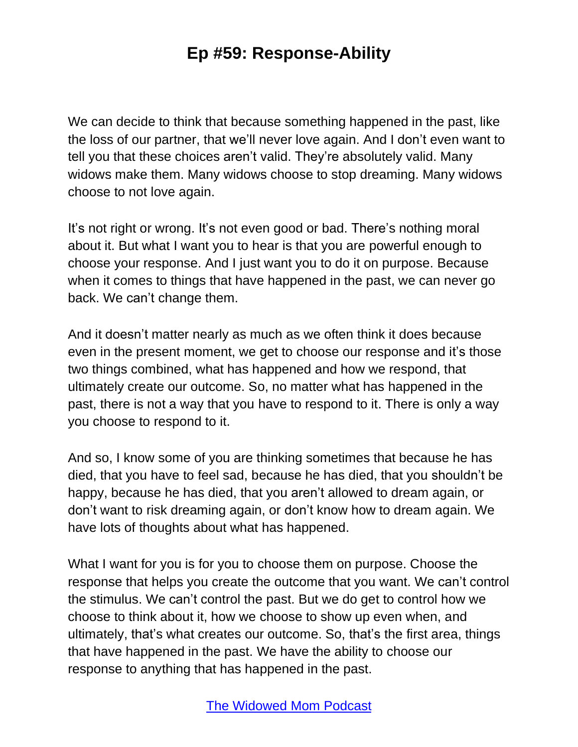We can decide to think that because something happened in the past, like the loss of our partner, that we'll never love again. And I don't even want to tell you that these choices aren't valid. They're absolutely valid. Many widows make them. Many widows choose to stop dreaming. Many widows choose to not love again.

It's not right or wrong. It's not even good or bad. There's nothing moral about it. But what I want you to hear is that you are powerful enough to choose your response. And I just want you to do it on purpose. Because when it comes to things that have happened in the past, we can never go back. We can't change them.

And it doesn't matter nearly as much as we often think it does because even in the present moment, we get to choose our response and it's those two things combined, what has happened and how we respond, that ultimately create our outcome. So, no matter what has happened in the past, there is not a way that you have to respond to it. There is only a way you choose to respond to it.

And so, I know some of you are thinking sometimes that because he has died, that you have to feel sad, because he has died, that you shouldn't be happy, because he has died, that you aren't allowed to dream again, or don't want to risk dreaming again, or don't know how to dream again. We have lots of thoughts about what has happened.

What I want for you is for you to choose them on purpose. Choose the response that helps you create the outcome that you want. We can't control the stimulus. We can't control the past. But we do get to control how we choose to think about it, how we choose to show up even when, and ultimately, that's what creates our outcome. So, that's the first area, things that have happened in the past. We have the ability to choose our response to anything that has happened in the past.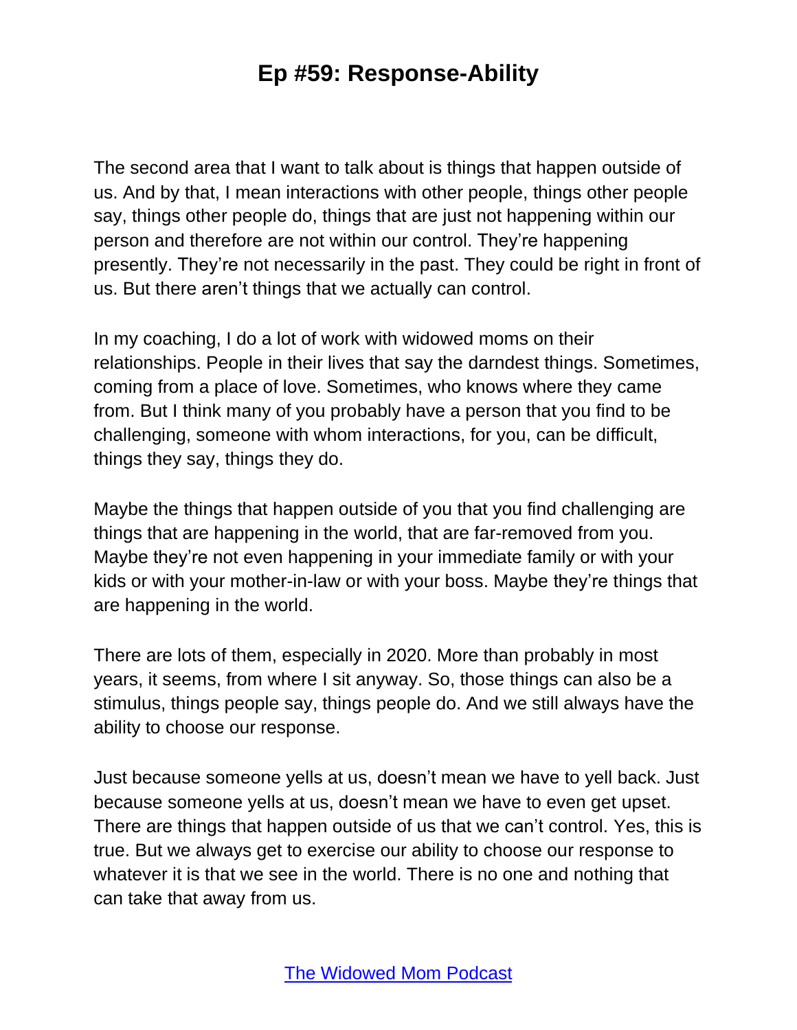The second area that I want to talk about is things that happen outside of us. And by that, I mean interactions with other people, things other people say, things other people do, things that are just not happening within our person and therefore are not within our control. They're happening presently. They're not necessarily in the past. They could be right in front of us. But there aren't things that we actually can control.

In my coaching, I do a lot of work with widowed moms on their relationships. People in their lives that say the darndest things. Sometimes, coming from a place of love. Sometimes, who knows where they came from. But I think many of you probably have a person that you find to be challenging, someone with whom interactions, for you, can be difficult, things they say, things they do.

Maybe the things that happen outside of you that you find challenging are things that are happening in the world, that are far-removed from you. Maybe they're not even happening in your immediate family or with your kids or with your mother-in-law or with your boss. Maybe they're things that are happening in the world.

There are lots of them, especially in 2020. More than probably in most years, it seems, from where I sit anyway. So, those things can also be a stimulus, things people say, things people do. And we still always have the ability to choose our response.

Just because someone yells at us, doesn't mean we have to yell back. Just because someone yells at us, doesn't mean we have to even get upset. There are things that happen outside of us that we can't control. Yes, this is true. But we always get to exercise our ability to choose our response to whatever it is that we see in the world. There is no one and nothing that can take that away from us.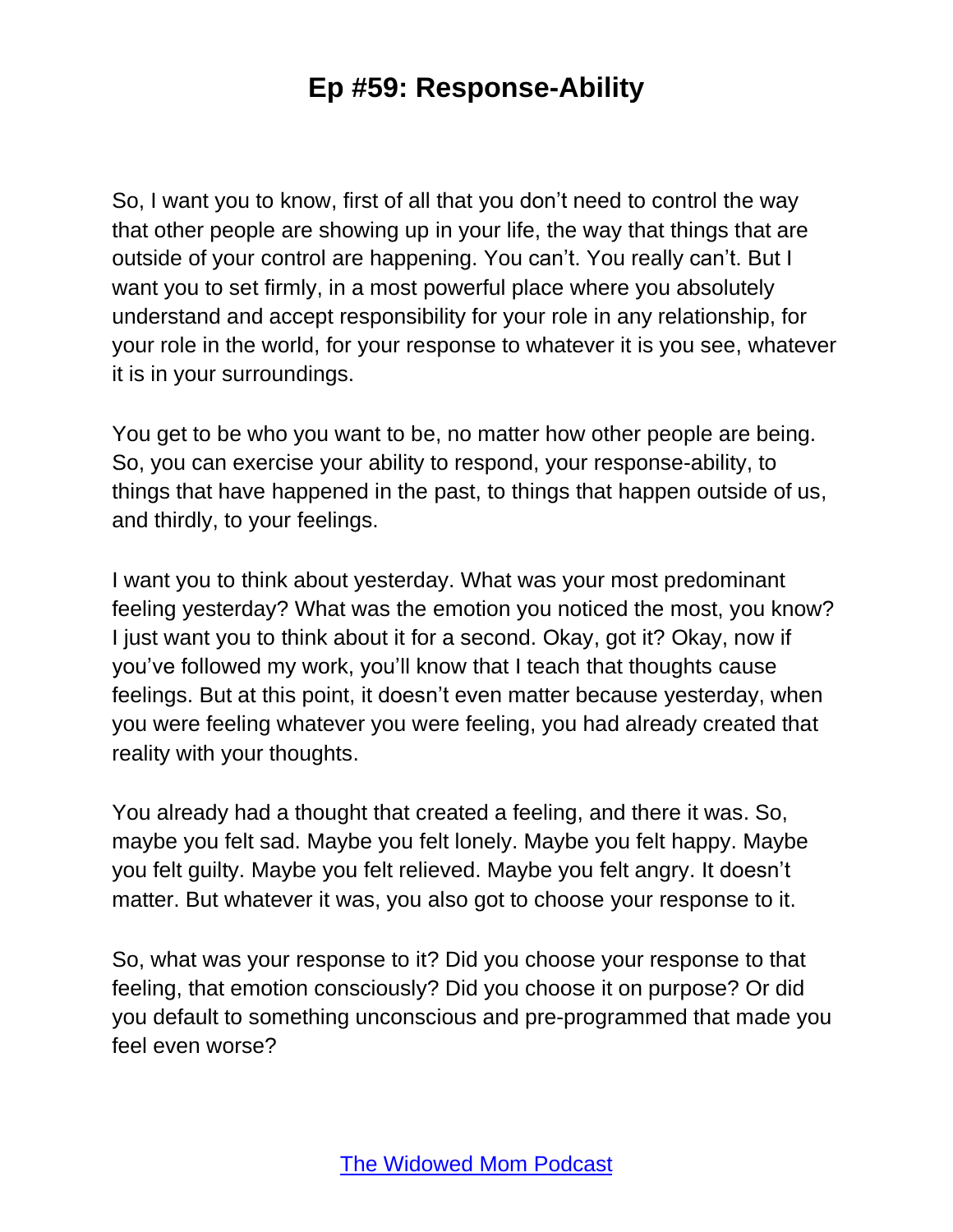So, I want you to know, first of all that you don't need to control the way that other people are showing up in your life, the way that things that are outside of your control are happening. You can't. You really can't. But I want you to set firmly, in a most powerful place where you absolutely understand and accept responsibility for your role in any relationship, for your role in the world, for your response to whatever it is you see, whatever it is in your surroundings.

You get to be who you want to be, no matter how other people are being. So, you can exercise your ability to respond, your response-ability, to things that have happened in the past, to things that happen outside of us, and thirdly, to your feelings.

I want you to think about yesterday. What was your most predominant feeling yesterday? What was the emotion you noticed the most, you know? I just want you to think about it for a second. Okay, got it? Okay, now if you've followed my work, you'll know that I teach that thoughts cause feelings. But at this point, it doesn't even matter because yesterday, when you were feeling whatever you were feeling, you had already created that reality with your thoughts.

You already had a thought that created a feeling, and there it was. So, maybe you felt sad. Maybe you felt lonely. Maybe you felt happy. Maybe you felt guilty. Maybe you felt relieved. Maybe you felt angry. It doesn't matter. But whatever it was, you also got to choose your response to it.

So, what was your response to it? Did you choose your response to that feeling, that emotion consciously? Did you choose it on purpose? Or did you default to something unconscious and pre-programmed that made you feel even worse?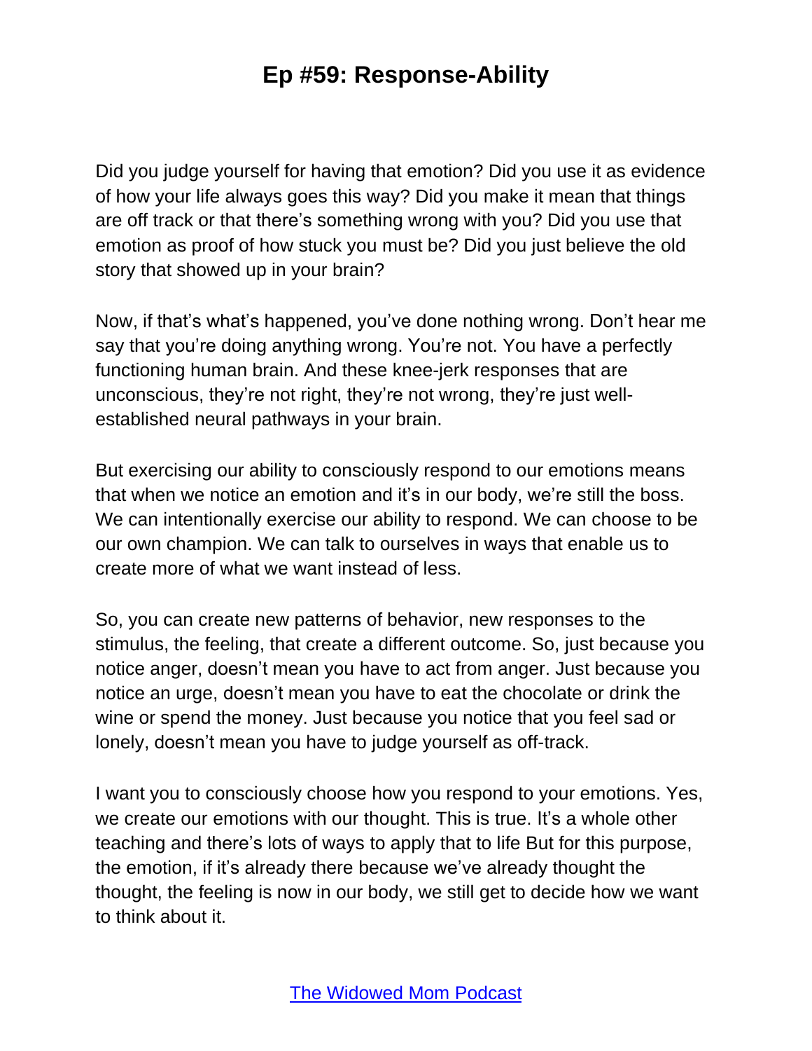Did you judge yourself for having that emotion? Did you use it as evidence of how your life always goes this way? Did you make it mean that things are off track or that there's something wrong with you? Did you use that emotion as proof of how stuck you must be? Did you just believe the old story that showed up in your brain?

Now, if that's what's happened, you've done nothing wrong. Don't hear me say that you're doing anything wrong. You're not. You have a perfectly functioning human brain. And these knee-jerk responses that are unconscious, they're not right, they're not wrong, they're just well-established neural pathways in your brain.

But exercising our ability to consciously respond to our emotions means that when we notice an emotion and it's in our body, we're still the boss. We can intentionally exercise our ability to respond. We can choose to be our own champion. We can talk to ourselves in ways that enable us to create more of what we want instead of less.

So, you can create new patterns of behavior, new responses to the stimulus, the feeling, that create a different outcome. So, just because you notice anger, doesn't mean you have to act from anger. Just because you notice an urge, doesn't mean you have to eat the chocolate or drink the wine or spend the money. Just because you notice that you feel sad or lonely, doesn't mean you have to judge yourself as off-track.

I want you to consciously choose how you respond to your emotions. Yes, we create our emotions with our thought. This is true. It's a whole other teaching and there's lots of ways to apply that to life But for this purpose, the emotion, if it's already there because we've already thought the thought, the feeling is now in our body, we still get to decide how we want to think about it.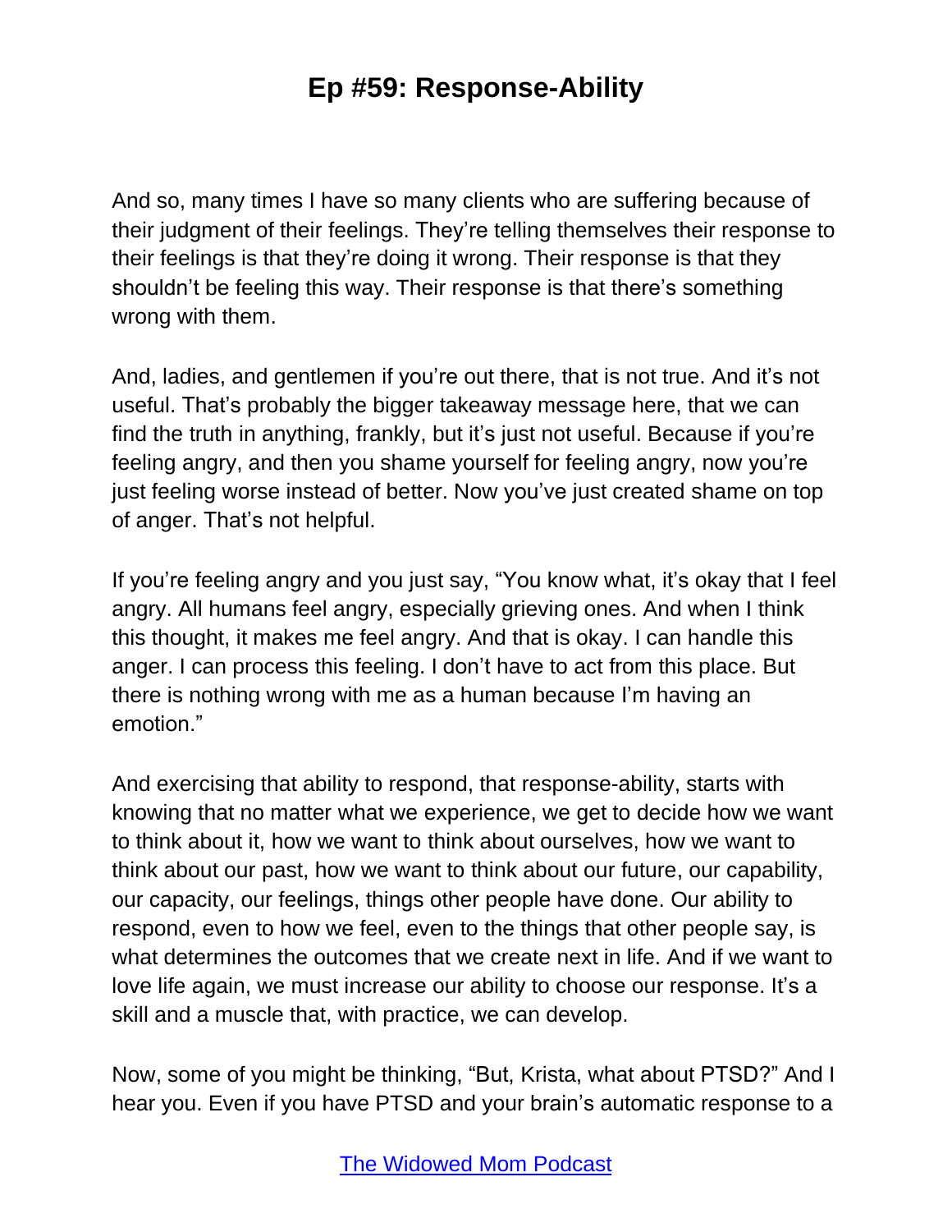And so, many times I have so many clients who are suffering because of their judgment of their feelings. They're telling themselves their response to their feelings is that they're doing it wrong. Their response is that they shouldn't be feeling this way. Their response is that there's something wrong with them.

And, ladies, and gentlemen if you're out there, that is not true. And it's not useful. That's probably the bigger takeaway message here, that we can find the truth in anything, frankly, but it's just not useful. Because if you're feeling angry, and then you shame yourself for feeling angry, now you're just feeling worse instead of better. Now you've just created shame on top of anger. That's not helpful.

If you're feeling angry and you just say, "You know what, it's okay that I feel angry. All humans feel angry, especially grieving ones. And when I think this thought, it makes me feel angry. And that is okay. I can handle this anger. I can process this feeling. I don't have to act from this place. But there is nothing wrong with me as a human because I'm having an emotion."

And exercising that ability to respond, that response-ability, starts with knowing that no matter what we experience, we get to decide how we want to think about it, how we want to think about ourselves, how we want to think about our past, how we want to think about our future, our capability, our capacity, our feelings, things other people have done. Our ability to respond, even to how we feel, even to the things that other people say, is what determines the outcomes that we create next in life. And if we want to love life again, we must increase our ability to choose our response. It's a skill and a muscle that, with practice, we can develop.

Now, some of you might be thinking, "But, Krista, what about PTSD?" And I hear you. Even if you have PTSD and your brain's automatic response to a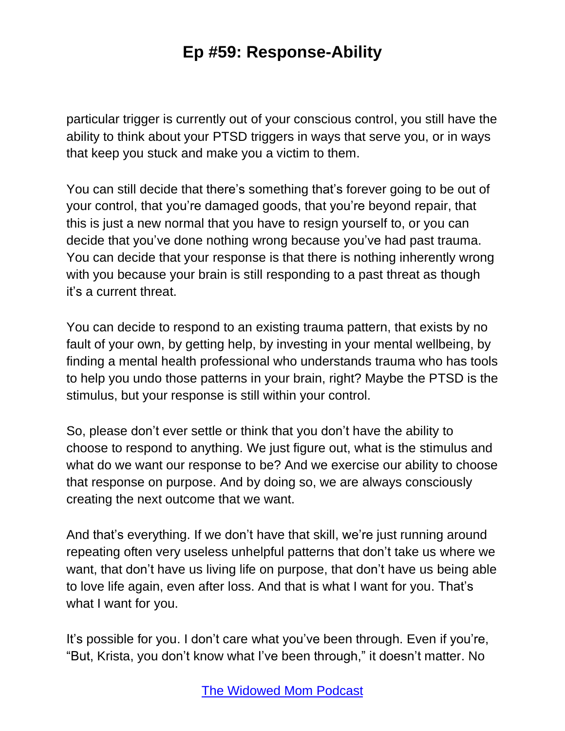particular trigger is currently out of your conscious control, you still have the ability to think about your PTSD triggers in ways that serve you, or in ways that keep you stuck and make you a victim to them.

You can still decide that there's something that's forever going to be out of your control, that you're damaged goods, that you're beyond repair, that this is just a new normal that you have to resign yourself to, or you can decide that you've done nothing wrong because you've had past trauma. You can decide that your response is that there is nothing inherently wrong with you because your brain is still responding to a past threat as though it's a current threat.

You can decide to respond to an existing trauma pattern, that exists by no fault of your own, by getting help, by investing in your mental wellbeing, by finding a mental health professional who understands trauma who has tools to help you undo those patterns in your brain, right? Maybe the PTSD is the stimulus, but your response is still within your control.

So, please don't ever settle or think that you don't have the ability to choose to respond to anything. We just figure out, what is the stimulus and what do we want our response to be? And we exercise our ability to choose that response on purpose. And by doing so, we are always consciously creating the next outcome that we want.

And that's everything. If we don't have that skill, we're just running around repeating often very useless unhelpful patterns that don't take us where we want, that don't have us living life on purpose, that don't have us being able to love life again, even after loss. And that is what I want for you. That's what I want for you.

It's possible for you. I don't care what you've been through. Even if you're, "But, Krista, you don't know what I've been through," it doesn't matter. No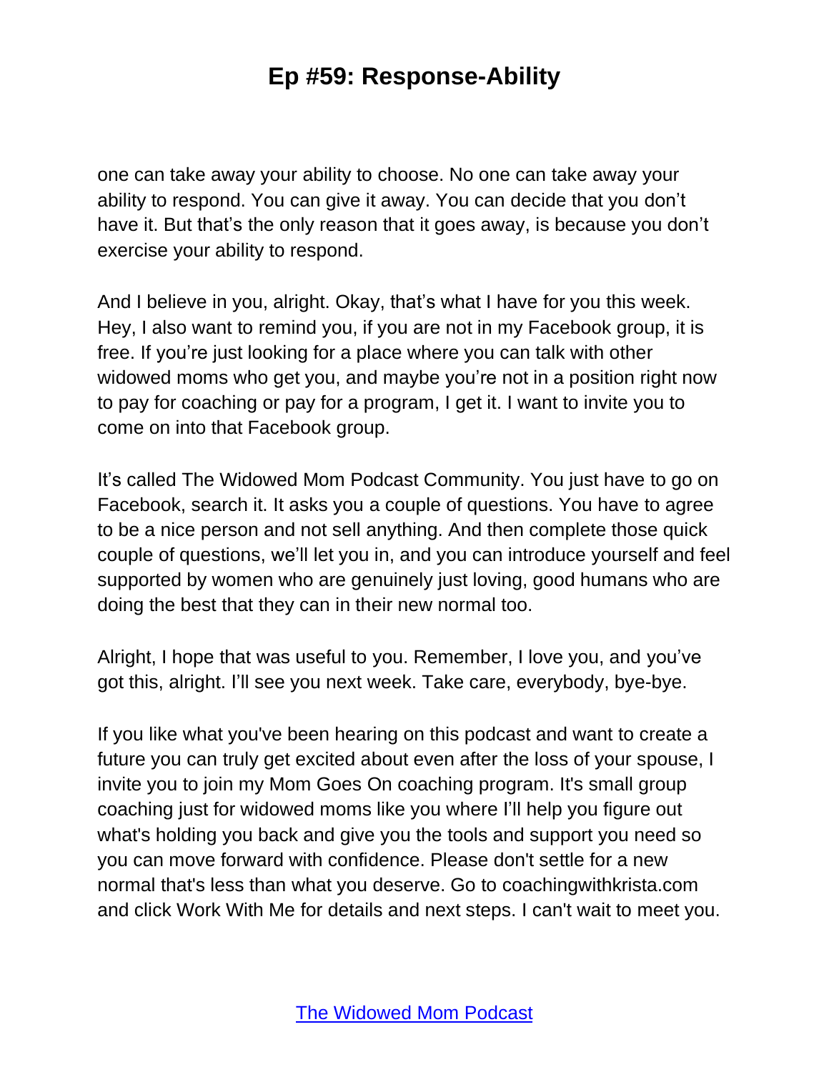one can take away your ability to choose. No one can take away your ability to respond. You can give it away. You can decide that you don't have it. But that's the only reason that it goes away, is because you don't exercise your ability to respond.

And I believe in you, alright. Okay, that's what I have for you this week. Hey, I also want to remind you, if you are not in my Facebook group, it is free. If you're just looking for a place where you can talk with other widowed moms who get you, and maybe you're not in a position right now to pay for coaching or pay for a program, I get it. I want to invite you to come on into that Facebook group.

It's called The Widowed Mom Podcast Community. You just have to go on Facebook, search it. It asks you a couple of questions. You have to agree to be a nice person and not sell anything. And then complete those quick couple of questions, we'll let you in, and you can introduce yourself and feel supported by women who are genuinely just loving, good humans who are doing the best that they can in their new normal too.

Alright, I hope that was useful to you. Remember, I love you, and you've got this, alright. I'll see you next week. Take care, everybody, bye-bye.

If you like what you've been hearing on this podcast and want to create a future you can truly get excited about even after the loss of your spouse, I invite you to join my Mom Goes On coaching program. It's small group coaching just for widowed moms like you where I'll help you figure out what's holding you back and give you the tools and support you need so you can move forward with confidence. Please don't settle for a new normal that's less than what you deserve. Go to coachingwithkrista.com and click Work With Me for details and next steps. I can't wait to meet you.